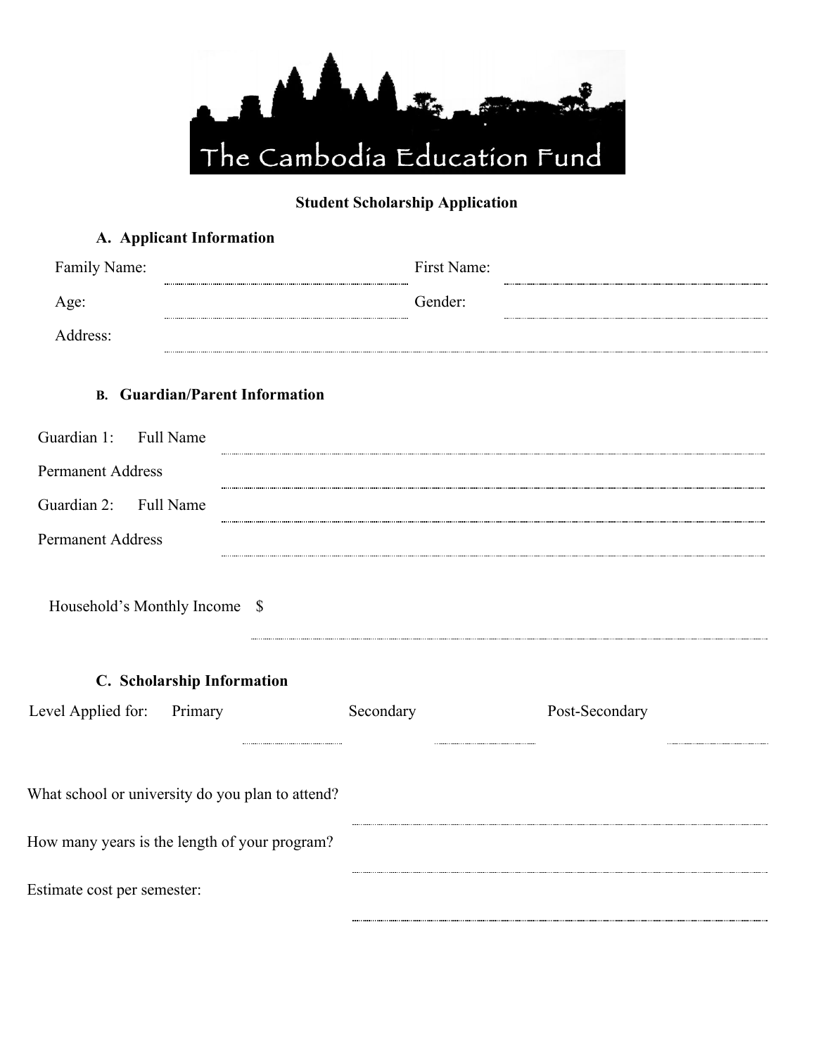The Cambodia Education Fund

**Student Scholarship Application**

### A. Applicant Information

Family Name: ______________________ First Name: ______________________

Age: ______________________ Gender: ______________________

Address: ______________________________________________

### B. Guardian/Parent Information

Guardian 1: Full Name ______________________________________________

Permanent Address ______________________________________________

Guardian 2: Full Name ______________________________________________

Permanent Address ______________________________________________

Household's Monthly Income $ ______________________________________________

### C. Scholarship Information

Level Applied for: Primary __________ Secondary __________ Post-Secondary __________

What school or university do you plan to attend? ______________________

How many years is the length of your program? ______________________

Estimate cost per semester: ______________________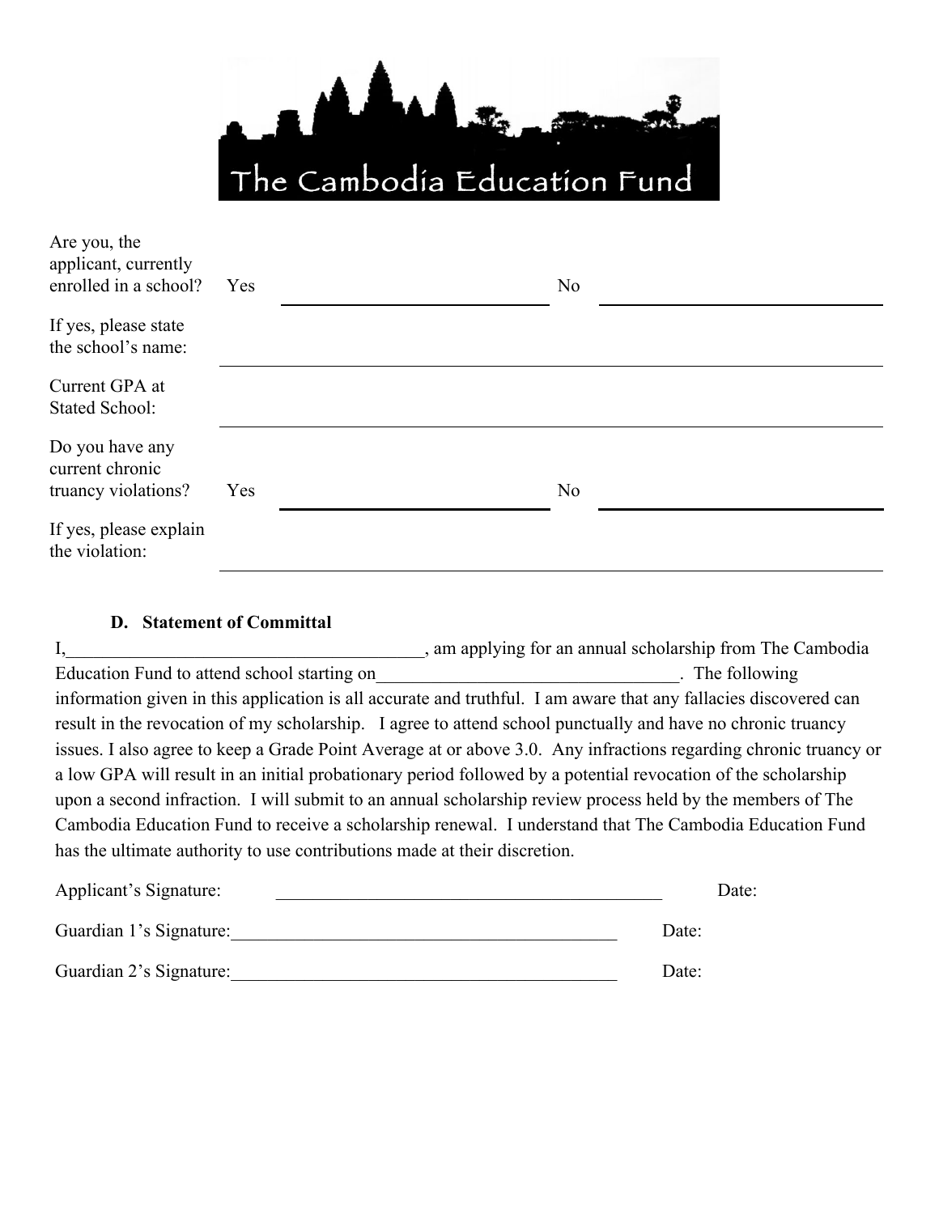The Cambodia Education Fund

| | | | | |
|---|---|---|---|---|
| Are you, the applicant, currently enrolled in a school? | Yes | ______________________ | No | ______________________ |
| If yes, please state the school's name: | ______________________ | | | |
| Current GPA at Stated School: | ______________________ | | | |
| Do you have any current chronic truancy violations? | Yes | ______________________ | No | ______________________ |
| If yes, please explain the violation: | ______________________ | | | |

### D. Statement of Committal

I,________________________________________, am applying for an annual scholarship from The Cambodia Education Fund to attend school starting on_________________________________. The following information given in this application is all accurate and truthful. I am aware that any fallacies discovered can result in the revocation of my scholarship. I agree to attend school punctually and have no chronic truancy issues. I also agree to keep a Grade Point Average at or above 3.0. Any infractions regarding chronic truancy or a low GPA will result in an initial probationary period followed by a potential revocation of the scholarship upon a second infraction. I will submit to an annual scholarship review process held by the members of The Cambodia Education Fund to receive a scholarship renewal. I understand that The Cambodia Education Fund has the ultimate authority to use contributions made at their discretion.

Applicant's Signature: ___________________________________________ Date:

Guardian 1's Signature:___________________________________________ Date:

Guardian 2's Signature:___________________________________________ Date: